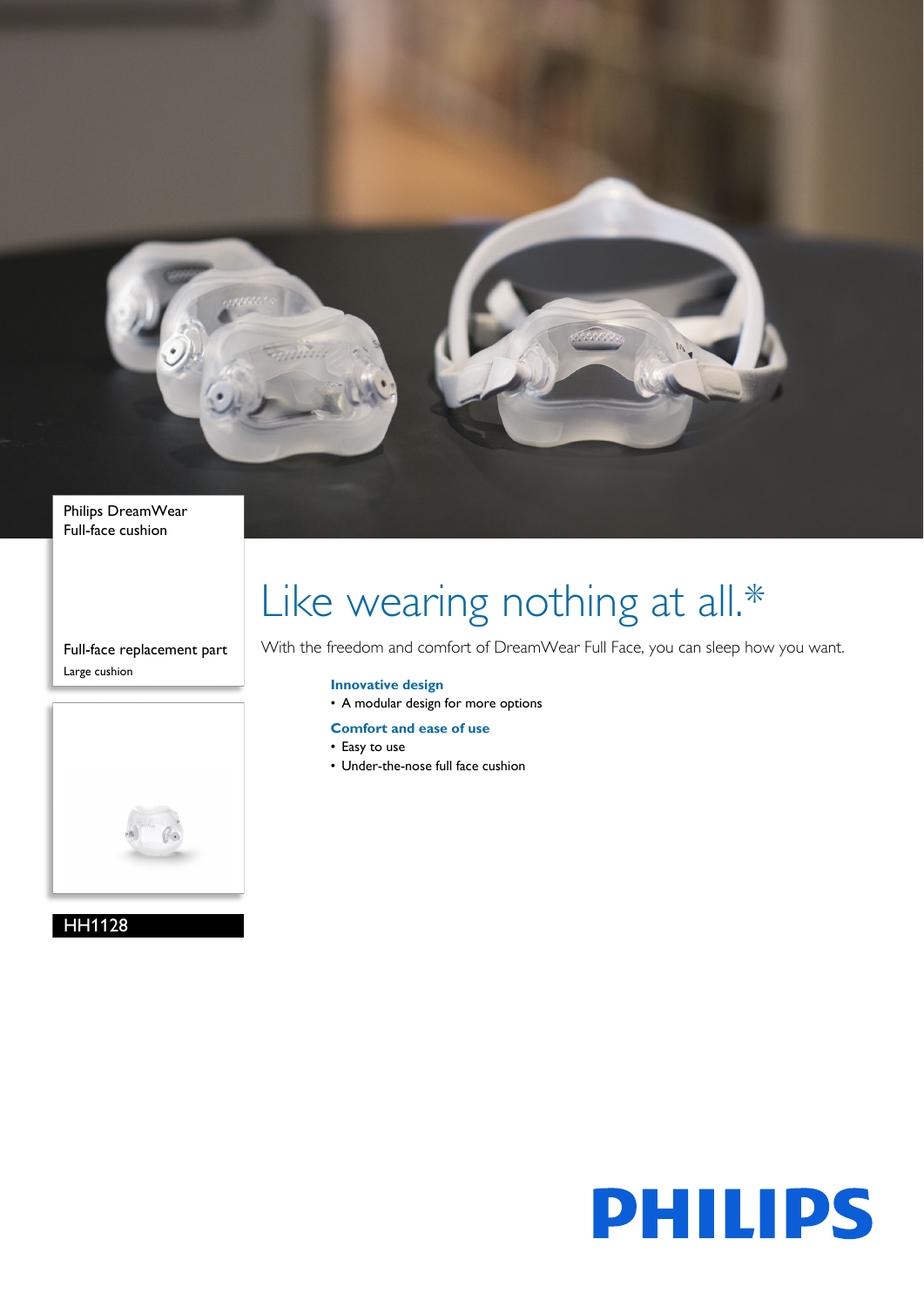Philips DreamWear
Full-face cushion

Full-face replacement part

Large cushion

HH1128

# Like wearing nothing at all.*

With the freedom and comfort of DreamWear Full Face, you can sleep how you want.

### Innovative design

- A modular design for more options

### Comfort and ease of use

- Easy to use
- Under-the-nose full face cushion

PHILIPS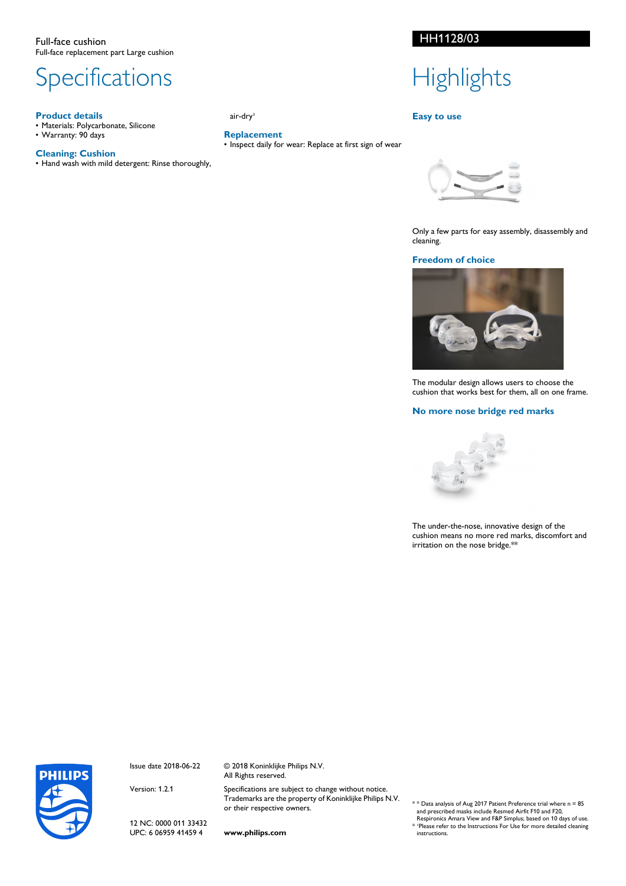Full-face cushion
Full-face replacement part Large cushion

HH1128/03

# Specifications

### Product details
- Materials: Polycarbonate, Silicone
- Warranty: 90 days

### Cleaning: Cushion
- Hand wash with mild detergent: Rinse thoroughly, air-dry[1]

### Replacement
- Inspect daily for wear: Replace at first sign of wear

# Highlights

### Easy to use

Only a few parts for easy assembly, disassembly and cleaning.

### Freedom of choice

The modular design allows users to choose the cushion that works best for them, all on one frame.

### No more nose bridge red marks

The under-the-nose, innovative design of the cushion means no more red marks, discomfort and irritation on the nose bridge.**

Issue date 2018-06-22

Version: 1.2.1

12 NC: 0000 011 33432
UPC: 6 06959 41459 4

© 2018 Koninklijke Philips N.V.
All Rights reserved.

Specifications are subject to change without notice. Trademarks are the property of Koninklijke Philips N.V. or their respective owners.

www.philips.com

* * Data analysis of Aug 2017 Patient Preference trial where n = 85 and prescribed masks include Resmed Airfit F10 and F20, Respironics Amara View and F&P Simplus; based on 10 days of use.
* [1]Please refer to the Instructions For Use for more detailed cleaning instructions.